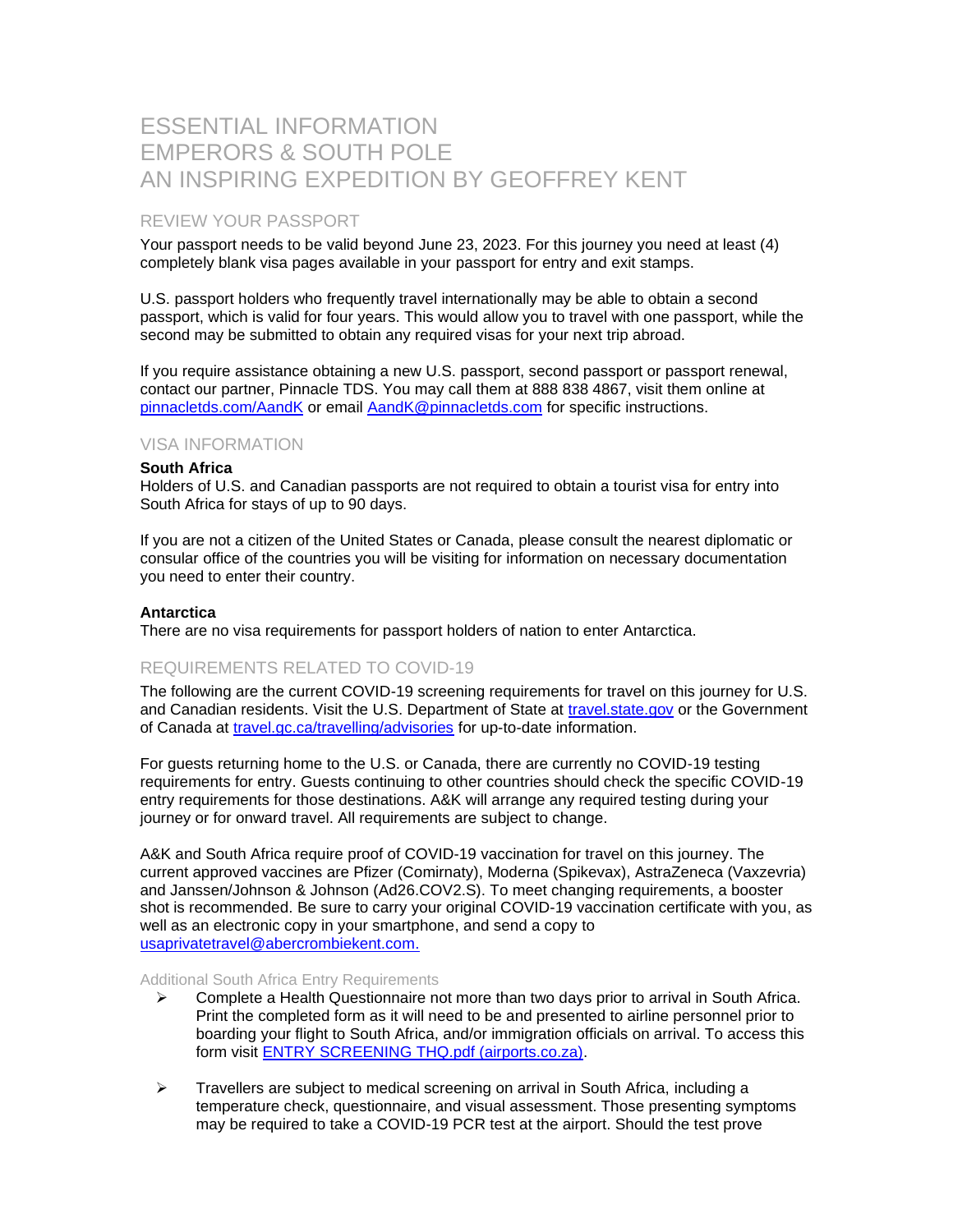# ESSENTIAL INFORMATION
# EMPERORS & SOUTH POLE
# AN INSPIRING EXPEDITION BY GEOFFREY KENT

## REVIEW YOUR PASSPORT

Your passport needs to be valid beyond June 23, 2023. For this journey you need at least (4) completely blank visa pages available in your passport for entry and exit stamps.

U.S. passport holders who frequently travel internationally may be able to obtain a second passport, which is valid for four years. This would allow you to travel with one passport, while the second may be submitted to obtain any required visas for your next trip abroad.

If you require assistance obtaining a new U.S. passport, second passport or passport renewal, contact our partner, Pinnacle TDS. You may call them at 888 838 4867, visit them online at pinnacletds.com/AandK or email AandK@pinnacletds.com for specific instructions.

## VISA INFORMATION

**South Africa**
Holders of U.S. and Canadian passports are not required to obtain a tourist visa for entry into South Africa for stays of up to 90 days.

If you are not a citizen of the United States or Canada, please consult the nearest diplomatic or consular office of the countries you will be visiting for information on necessary documentation you need to enter their country.

**Antarctica**
There are no visa requirements for passport holders of nation to enter Antarctica.

## REQUIREMENTS RELATED TO COVID-19

The following are the current COVID-19 screening requirements for travel on this journey for U.S. and Canadian residents. Visit the U.S. Department of State at travel.state.gov or the Government of Canada at travel.gc.ca/travelling/advisories for up-to-date information.

For guests returning home to the U.S. or Canada, there are currently no COVID-19 testing requirements for entry. Guests continuing to other countries should check the specific COVID-19 entry requirements for those destinations. A&K will arrange any required testing during your journey or for onward travel. All requirements are subject to change.

A&K and South Africa require proof of COVID-19 vaccination for travel on this journey. The current approved vaccines are Pfizer (Comirnaty), Moderna (Spikevax), AstraZeneca (Vaxzevria) and Janssen/Johnson & Johnson (Ad26.COV2.S). To meet changing requirements, a booster shot is recommended. Be sure to carry your original COVID-19 vaccination certificate with you, as well as an electronic copy in your smartphone, and send a copy to usaprivatetravel@abercrombiekent.com.

### Additional South Africa Entry Requirements

- Complete a Health Questionnaire not more than two days prior to arrival in South Africa. Print the completed form as it will need to be and presented to airline personnel prior to boarding your flight to South Africa, and/or immigration officials on arrival. To access this form visit ENTRY SCREENING THQ.pdf (airports.co.za).

- Travellers are subject to medical screening on arrival in South Africa, including a temperature check, questionnaire, and visual assessment. Those presenting symptoms may be required to take a COVID-19 PCR test at the airport. Should the test prove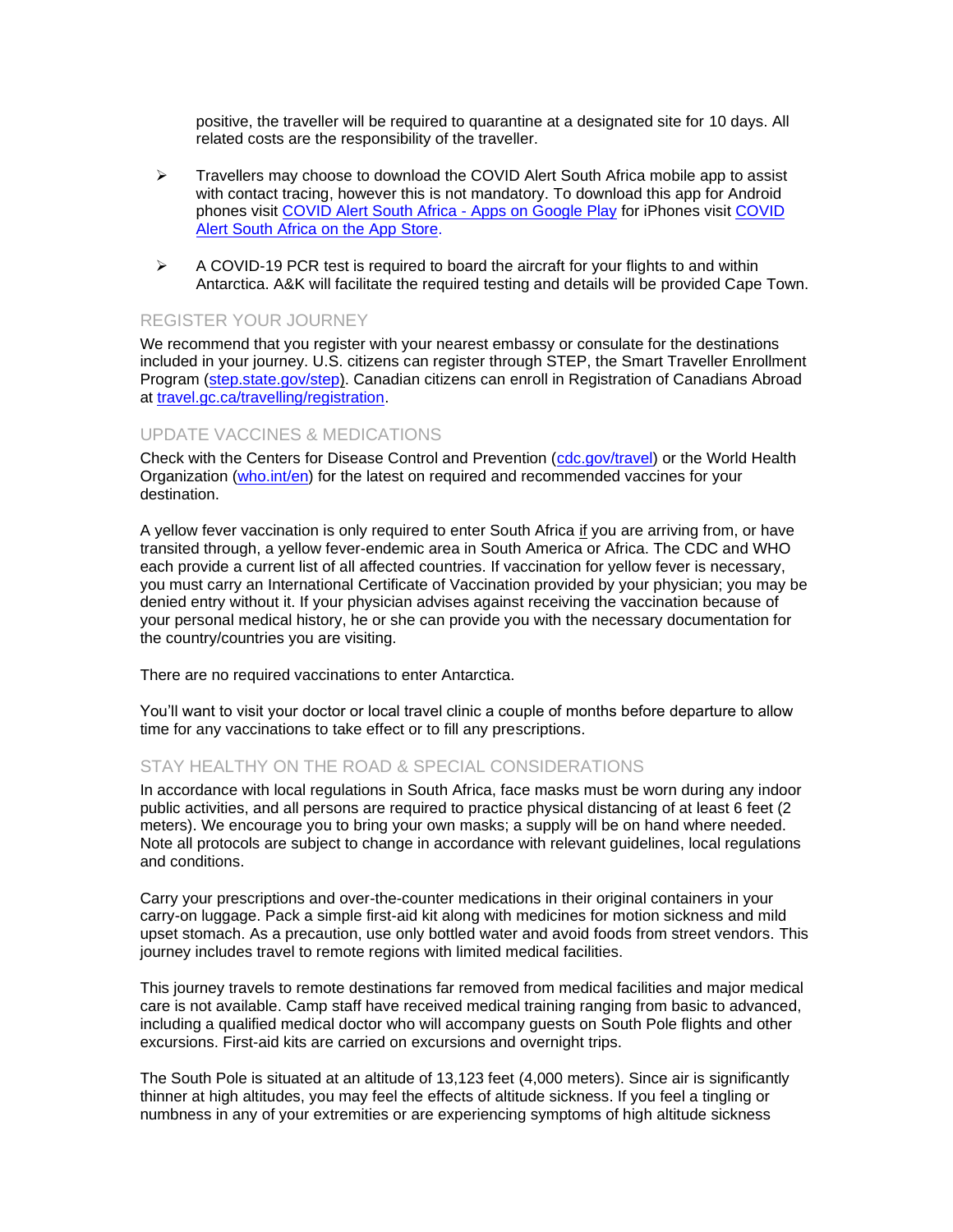positive, the traveller will be required to quarantine at a designated site for 10 days. All related costs are the responsibility of the traveller.

- Travellers may choose to download the COVID Alert South Africa mobile app to assist with contact tracing, however this is not mandatory. To download this app for Android phones visit [COVID Alert South Africa - Apps on Google Play]() for iPhones visit [COVID Alert South Africa on the App Store]().

- A COVID-19 PCR test is required to board the aircraft for your flights to and within Antarctica. A&K will facilitate the required testing and details will be provided Cape Town.

## REGISTER YOUR JOURNEY

We recommend that you register with your nearest embassy or consulate for the destinations included in your journey. U.S. citizens can register through STEP, the Smart Traveller Enrollment Program ([step.state.gov/step]()). Canadian citizens can enroll in Registration of Canadians Abroad at [travel.gc.ca/travelling/registration]().

## UPDATE VACCINES & MEDICATIONS

Check with the Centers for Disease Control and Prevention ([cdc.gov/travel]()) or the World Health Organization ([who.int/en]()) for the latest on required and recommended vaccines for your destination.

A yellow fever vaccination is only required to enter South Africa if you are arriving from, or have transited through, a yellow fever-endemic area in South America or Africa. The CDC and WHO each provide a current list of all affected countries. If vaccination for yellow fever is necessary, you must carry an International Certificate of Vaccination provided by your physician; you may be denied entry without it. If your physician advises against receiving the vaccination because of your personal medical history, he or she can provide you with the necessary documentation for the country/countries you are visiting.

There are no required vaccinations to enter Antarctica.

You'll want to visit your doctor or local travel clinic a couple of months before departure to allow time for any vaccinations to take effect or to fill any prescriptions.

## STAY HEALTHY ON THE ROAD & SPECIAL CONSIDERATIONS

In accordance with local regulations in South Africa, face masks must be worn during any indoor public activities, and all persons are required to practice physical distancing of at least 6 feet (2 meters). We encourage you to bring your own masks; a supply will be on hand where needed. Note all protocols are subject to change in accordance with relevant guidelines, local regulations and conditions.

Carry your prescriptions and over-the-counter medications in their original containers in your carry-on luggage. Pack a simple first-aid kit along with medicines for motion sickness and mild upset stomach. As a precaution, use only bottled water and avoid foods from street vendors. This journey includes travel to remote regions with limited medical facilities.

This journey travels to remote destinations far removed from medical facilities and major medical care is not available. Camp staff have received medical training ranging from basic to advanced, including a qualified medical doctor who will accompany guests on South Pole flights and other excursions. First-aid kits are carried on excursions and overnight trips.

The South Pole is situated at an altitude of 13,123 feet (4,000 meters). Since air is significantly thinner at high altitudes, you may feel the effects of altitude sickness. If you feel a tingling or numbness in any of your extremities or are experiencing symptoms of high altitude sickness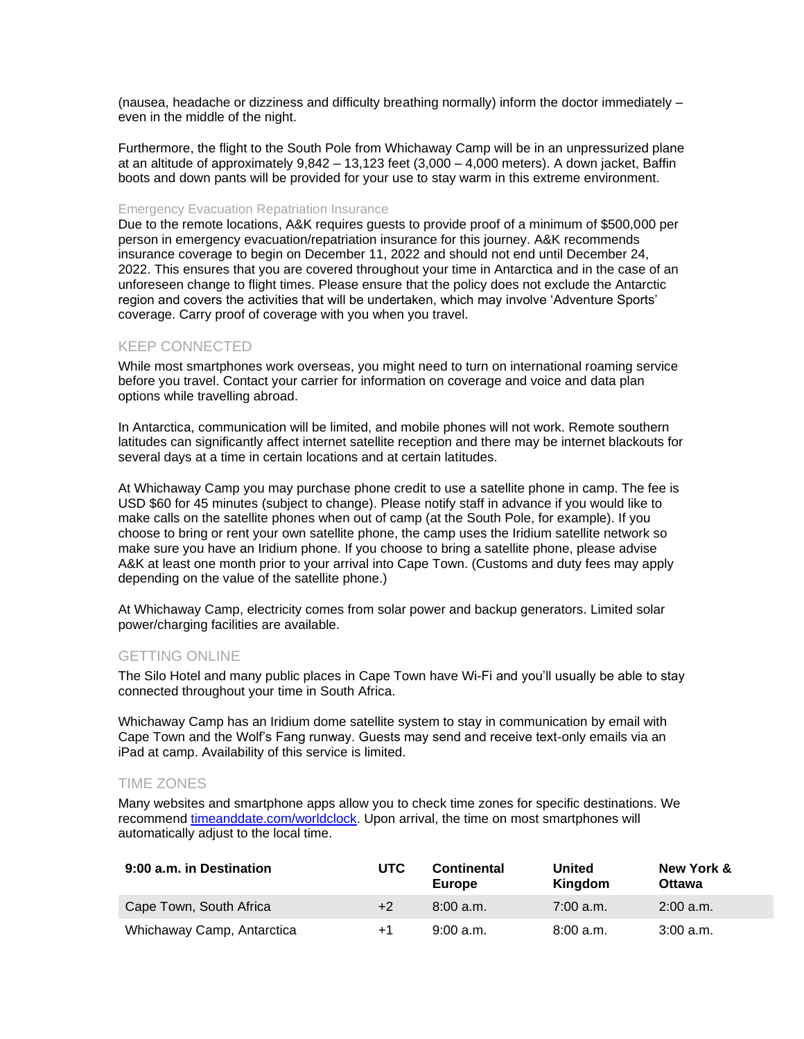(nausea, headache or dizziness and difficulty breathing normally) inform the doctor immediately – even in the middle of the night.

Furthermore, the flight to the South Pole from Whichaway Camp will be in an unpressurized plane at an altitude of approximately 9,842 – 13,123 feet (3,000 – 4,000 meters). A down jacket, Baffin boots and down pants will be provided for your use to stay warm in this extreme environment.

### Emergency Evacuation Repatriation Insurance

Due to the remote locations, A&K requires guests to provide proof of a minimum of $500,000 per person in emergency evacuation/repatriation insurance for this journey. A&K recommends insurance coverage to begin on December 11, 2022 and should not end until December 24, 2022. This ensures that you are covered throughout your time in Antarctica and in the case of an unforeseen change to flight times. Please ensure that the policy does not exclude the Antarctic region and covers the activities that will be undertaken, which may involve 'Adventure Sports' coverage. Carry proof of coverage with you when you travel.

## KEEP CONNECTED

While most smartphones work overseas, you might need to turn on international roaming service before you travel. Contact your carrier for information on coverage and voice and data plan options while travelling abroad.

In Antarctica, communication will be limited, and mobile phones will not work. Remote southern latitudes can significantly affect internet satellite reception and there may be internet blackouts for several days at a time in certain locations and at certain latitudes.

At Whichaway Camp you may purchase phone credit to use a satellite phone in camp. The fee is USD $60 for 45 minutes (subject to change). Please notify staff in advance if you would like to make calls on the satellite phones when out of camp (at the South Pole, for example). If you choose to bring or rent your own satellite phone, the camp uses the Iridium satellite network so make sure you have an Iridium phone. If you choose to bring a satellite phone, please advise A&K at least one month prior to your arrival into Cape Town. (Customs and duty fees may apply depending on the value of the satellite phone.)

At Whichaway Camp, electricity comes from solar power and backup generators. Limited solar power/charging facilities are available.

## GETTING ONLINE

The Silo Hotel and many public places in Cape Town have Wi-Fi and you'll usually be able to stay connected throughout your time in South Africa.

Whichaway Camp has an Iridium dome satellite system to stay in communication by email with Cape Town and the Wolf's Fang runway. Guests may send and receive text-only emails via an iPad at camp. Availability of this service is limited.

## TIME ZONES

Many websites and smartphone apps allow you to check time zones for specific destinations. We recommend [timeanddate.com/worldclock](timeanddate.com/worldclock). Upon arrival, the time on most smartphones will automatically adjust to the local time.

| 9:00 a.m. in Destination | UTC | Continental Europe | United Kingdom | New York & Ottawa |
|---|---|---|---|---|
| Cape Town, South Africa | +2 | 8:00 a.m. | 7:00 a.m. | 2:00 a.m. |
| Whichaway Camp, Antarctica | +1 | 9:00 a.m. | 8:00 a.m. | 3:00 a.m. |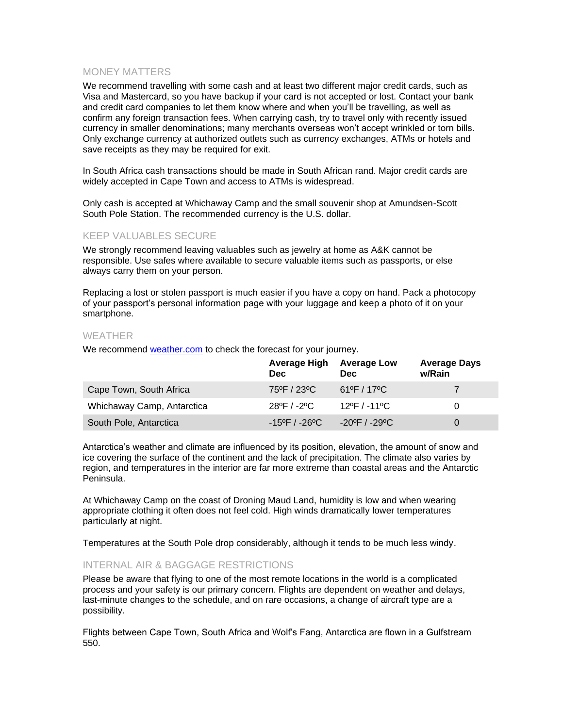## MONEY MATTERS

We recommend travelling with some cash and at least two different major credit cards, such as Visa and Mastercard, so you have backup if your card is not accepted or lost. Contact your bank and credit card companies to let them know where and when you'll be travelling, as well as confirm any foreign transaction fees. When carrying cash, try to travel only with recently issued currency in smaller denominations; many merchants overseas won't accept wrinkled or torn bills. Only exchange currency at authorized outlets such as currency exchanges, ATMs or hotels and save receipts as they may be required for exit.

In South Africa cash transactions should be made in South African rand. Major credit cards are widely accepted in Cape Town and access to ATMs is widespread.

Only cash is accepted at Whichaway Camp and the small souvenir shop at Amundsen-Scott South Pole Station. The recommended currency is the U.S. dollar.

## KEEP VALUABLES SECURE

We strongly recommend leaving valuables such as jewelry at home as A&K cannot be responsible. Use safes where available to secure valuable items such as passports, or else always carry them on your person.

Replacing a lost or stolen passport is much easier if you have a copy on hand. Pack a photocopy of your passport's personal information page with your luggage and keep a photo of it on your smartphone.

## WEATHER

We recommend [weather.com](weather.com) to check the forecast for your journey.

| | Average High Dec | Average Low Dec | Average Days w/Rain |
|---|---|---|---|
| Cape Town, South Africa | 75ºF / 23ºC | 61ºF / 17ºC | 7 |
| Whichaway Camp, Antarctica | 28ºF / -2ºC | 12ºF / -11ºC | 0 |
| South Pole, Antarctica | -15ºF / -26ºC | -20ºF / -29ºC | 0 |

Antarctica's weather and climate are influenced by its position, elevation, the amount of snow and ice covering the surface of the continent and the lack of precipitation. The climate also varies by region, and temperatures in the interior are far more extreme than coastal areas and the Antarctic Peninsula.

At Whichaway Camp on the coast of Droning Maud Land, humidity is low and when wearing appropriate clothing it often does not feel cold. High winds dramatically lower temperatures particularly at night.

Temperatures at the South Pole drop considerably, although it tends to be much less windy.

## INTERNAL AIR & BAGGAGE RESTRICTIONS

Please be aware that flying to one of the most remote locations in the world is a complicated process and your safety is our primary concern. Flights are dependent on weather and delays, last-minute changes to the schedule, and on rare occasions, a change of aircraft type are a possibility.

Flights between Cape Town, South Africa and Wolf's Fang, Antarctica are flown in a Gulfstream 550.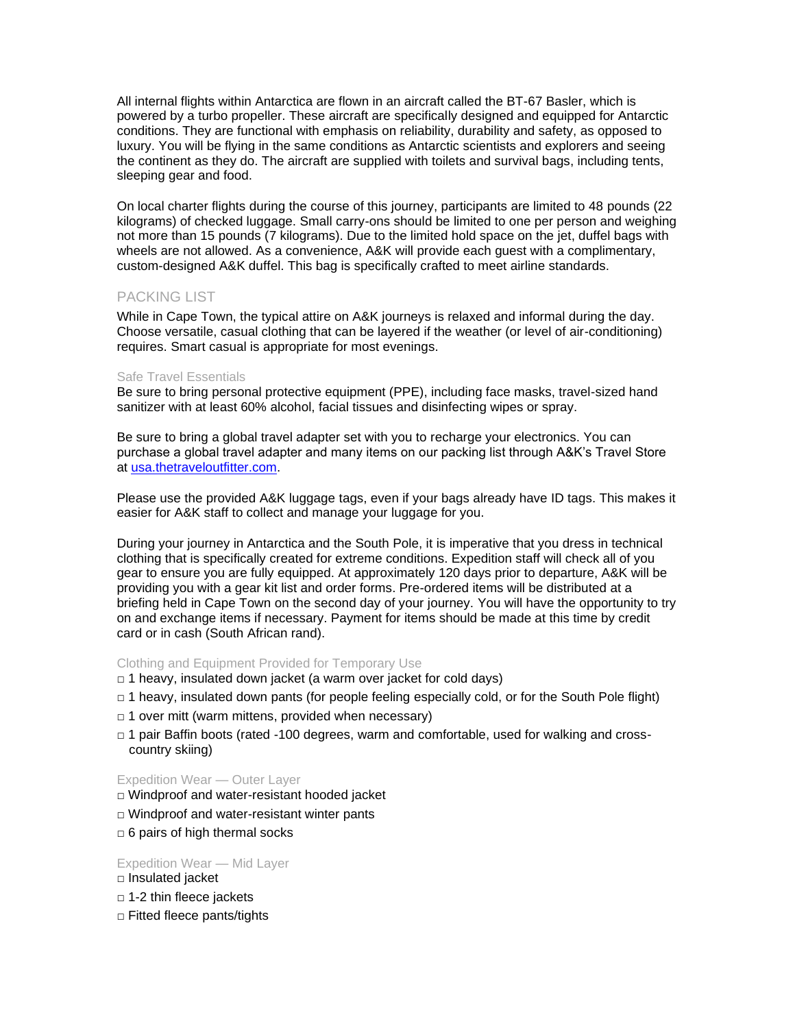All internal flights within Antarctica are flown in an aircraft called the BT-67 Basler, which is powered by a turbo propeller. These aircraft are specifically designed and equipped for Antarctic conditions. They are functional with emphasis on reliability, durability and safety, as opposed to luxury. You will be flying in the same conditions as Antarctic scientists and explorers and seeing the continent as they do. The aircraft are supplied with toilets and survival bags, including tents, sleeping gear and food.

On local charter flights during the course of this journey, participants are limited to 48 pounds (22 kilograms) of checked luggage. Small carry-ons should be limited to one per person and weighing not more than 15 pounds (7 kilograms). Due to the limited hold space on the jet, duffel bags with wheels are not allowed. As a convenience, A&K will provide each guest with a complimentary, custom-designed A&K duffel. This bag is specifically crafted to meet airline standards.

## PACKING LIST

While in Cape Town, the typical attire on A&K journeys is relaxed and informal during the day. Choose versatile, casual clothing that can be layered if the weather (or level of air-conditioning) requires. Smart casual is appropriate for most evenings.

### Safe Travel Essentials

Be sure to bring personal protective equipment (PPE), including face masks, travel-sized hand sanitizer with at least 60% alcohol, facial tissues and disinfecting wipes or spray.

Be sure to bring a global travel adapter set with you to recharge your electronics. You can purchase a global travel adapter and many items on our packing list through A&K's Travel Store at [usa.thetraveloutfitter.com](usa.thetraveloutfitter.com).

Please use the provided A&K luggage tags, even if your bags already have ID tags. This makes it easier for A&K staff to collect and manage your luggage for you.

During your journey in Antarctica and the South Pole, it is imperative that you dress in technical clothing that is specifically created for extreme conditions. Expedition staff will check all of you gear to ensure you are fully equipped. At approximately 120 days prior to departure, A&K will be providing you with a gear kit list and order forms. Pre-ordered items will be distributed at a briefing held in Cape Town on the second day of your journey. You will have the opportunity to try on and exchange items if necessary. Payment for items should be made at this time by credit card or in cash (South African rand).

### Clothing and Equipment Provided for Temporary Use

- □ 1 heavy, insulated down jacket (a warm over jacket for cold days)
- □ 1 heavy, insulated down pants (for people feeling especially cold, or for the South Pole flight)
- □ 1 over mitt (warm mittens, provided when necessary)
- □ 1 pair Baffin boots (rated -100 degrees, warm and comfortable, used for walking and cross-country skiing)

### Expedition Wear — Outer Layer

- □ Windproof and water-resistant hooded jacket
- □ Windproof and water-resistant winter pants
- □ 6 pairs of high thermal socks

### Expedition Wear — Mid Layer

- □ Insulated jacket
- □ 1-2 thin fleece jackets
- □ Fitted fleece pants/tights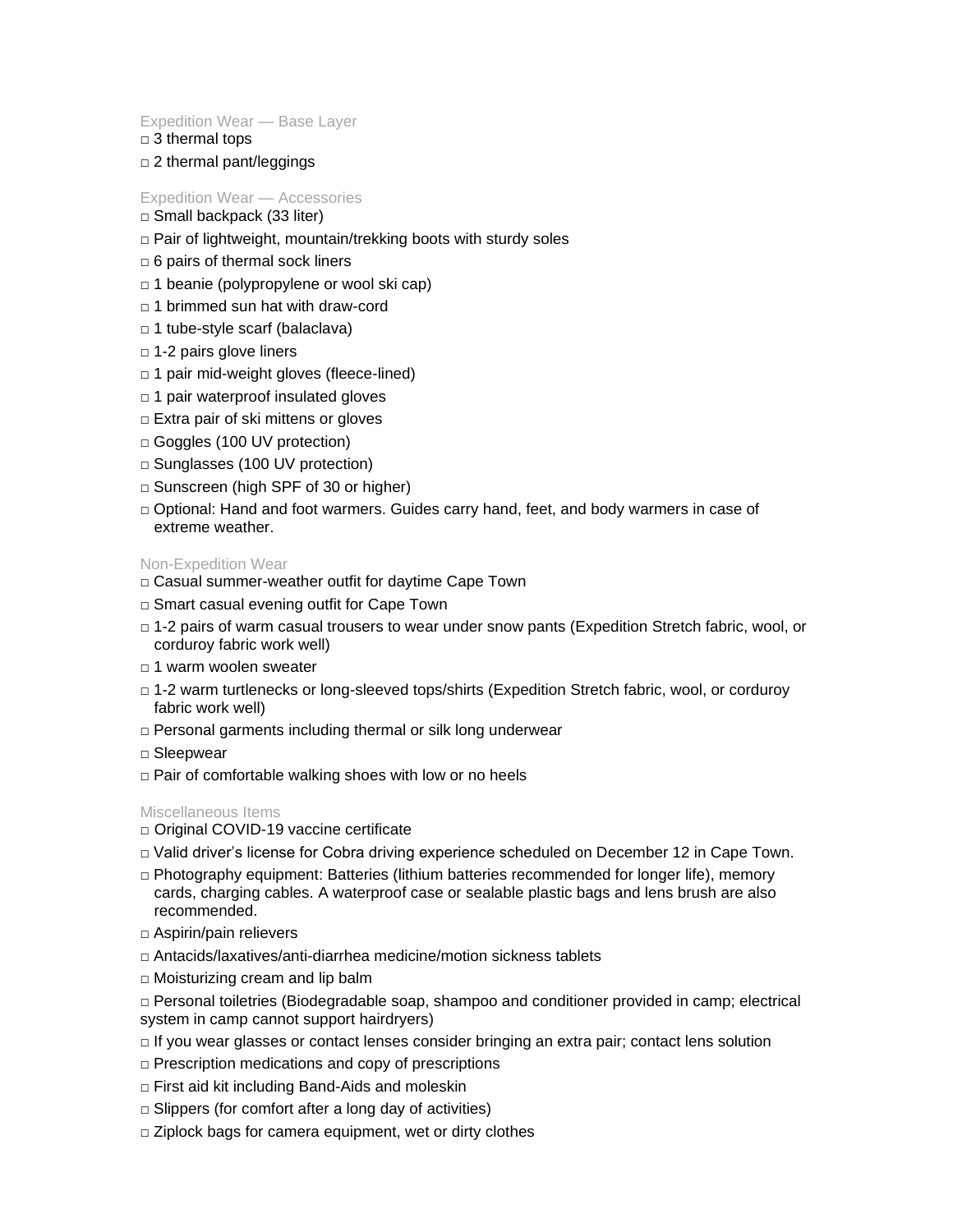### Expedition Wear — Base Layer

- □ 3 thermal tops
- □ 2 thermal pant/leggings

### Expedition Wear — Accessories

- □ Small backpack (33 liter)
- □ Pair of lightweight, mountain/trekking boots with sturdy soles
- □ 6 pairs of thermal sock liners
- □ 1 beanie (polypropylene or wool ski cap)
- □ 1 brimmed sun hat with draw-cord
- □ 1 tube-style scarf (balaclava)
- □ 1-2 pairs glove liners
- □ 1 pair mid-weight gloves (fleece-lined)
- □ 1 pair waterproof insulated gloves
- □ Extra pair of ski mittens or gloves
- □ Goggles (100 UV protection)
- □ Sunglasses (100 UV protection)
- □ Sunscreen (high SPF of 30 or higher)
- □ Optional: Hand and foot warmers. Guides carry hand, feet, and body warmers in case of extreme weather.

### Non-Expedition Wear

- □ Casual summer-weather outfit for daytime Cape Town
- □ Smart casual evening outfit for Cape Town
- □ 1-2 pairs of warm casual trousers to wear under snow pants (Expedition Stretch fabric, wool, or corduroy fabric work well)
- □ 1 warm woolen sweater
- □ 1-2 warm turtlenecks or long-sleeved tops/shirts (Expedition Stretch fabric, wool, or corduroy fabric work well)
- □ Personal garments including thermal or silk long underwear
- □ Sleepwear
- □ Pair of comfortable walking shoes with low or no heels

### Miscellaneous Items

- □ Original COVID-19 vaccine certificate
- □ Valid driver's license for Cobra driving experience scheduled on December 12 in Cape Town.
- □ Photography equipment: Batteries (lithium batteries recommended for longer life), memory cards, charging cables. A waterproof case or sealable plastic bags and lens brush are also recommended.
- □ Aspirin/pain relievers
- □ Antacids/laxatives/anti-diarrhea medicine/motion sickness tablets
- □ Moisturizing cream and lip balm
- □ Personal toiletries (Biodegradable soap, shampoo and conditioner provided in camp; electrical system in camp cannot support hairdryers)
- □ If you wear glasses or contact lenses consider bringing an extra pair; contact lens solution
- □ Prescription medications and copy of prescriptions
- □ First aid kit including Band-Aids and moleskin
- □ Slippers (for comfort after a long day of activities)
- □ Ziplock bags for camera equipment, wet or dirty clothes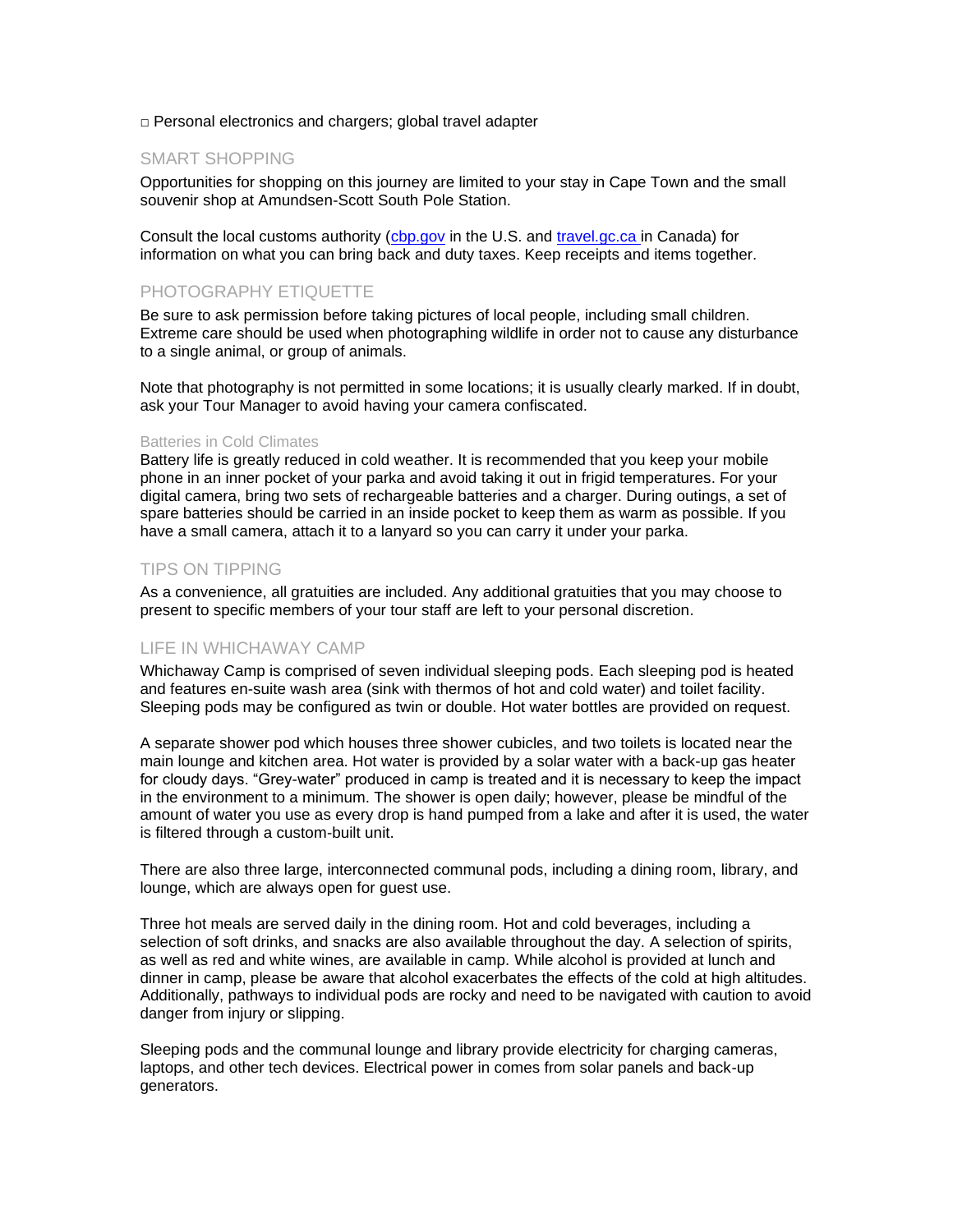□ Personal electronics and chargers; global travel adapter

## SMART SHOPPING

Opportunities for shopping on this journey are limited to your stay in Cape Town and the small souvenir shop at Amundsen-Scott South Pole Station.

Consult the local customs authority (cbp.gov in the U.S. and travel.gc.ca in Canada) for information on what you can bring back and duty taxes. Keep receipts and items together.

## PHOTOGRAPHY ETIQUETTE

Be sure to ask permission before taking pictures of local people, including small children. Extreme care should be used when photographing wildlife in order not to cause any disturbance to a single animal, or group of animals.

Note that photography is not permitted in some locations; it is usually clearly marked. If in doubt, ask your Tour Manager to avoid having your camera confiscated.

### Batteries in Cold Climates

Battery life is greatly reduced in cold weather. It is recommended that you keep your mobile phone in an inner pocket of your parka and avoid taking it out in frigid temperatures. For your digital camera, bring two sets of rechargeable batteries and a charger. During outings, a set of spare batteries should be carried in an inside pocket to keep them as warm as possible. If you have a small camera, attach it to a lanyard so you can carry it under your parka.

## TIPS ON TIPPING

As a convenience, all gratuities are included. Any additional gratuities that you may choose to present to specific members of your tour staff are left to your personal discretion.

## LIFE IN WHICHAWAY CAMP

Whichaway Camp is comprised of seven individual sleeping pods. Each sleeping pod is heated and features en-suite wash area (sink with thermos of hot and cold water) and toilet facility. Sleeping pods may be configured as twin or double. Hot water bottles are provided on request.

A separate shower pod which houses three shower cubicles, and two toilets is located near the main lounge and kitchen area. Hot water is provided by a solar water with a back-up gas heater for cloudy days. "Grey-water" produced in camp is treated and it is necessary to keep the impact in the environment to a minimum. The shower is open daily; however, please be mindful of the amount of water you use as every drop is hand pumped from a lake and after it is used, the water is filtered through a custom-built unit.

There are also three large, interconnected communal pods, including a dining room, library, and lounge, which are always open for guest use.

Three hot meals are served daily in the dining room. Hot and cold beverages, including a selection of soft drinks, and snacks are also available throughout the day. A selection of spirits, as well as red and white wines, are available in camp. While alcohol is provided at lunch and dinner in camp, please be aware that alcohol exacerbates the effects of the cold at high altitudes. Additionally, pathways to individual pods are rocky and need to be navigated with caution to avoid danger from injury or slipping.

Sleeping pods and the communal lounge and library provide electricity for charging cameras, laptops, and other tech devices. Electrical power in comes from solar panels and back-up generators.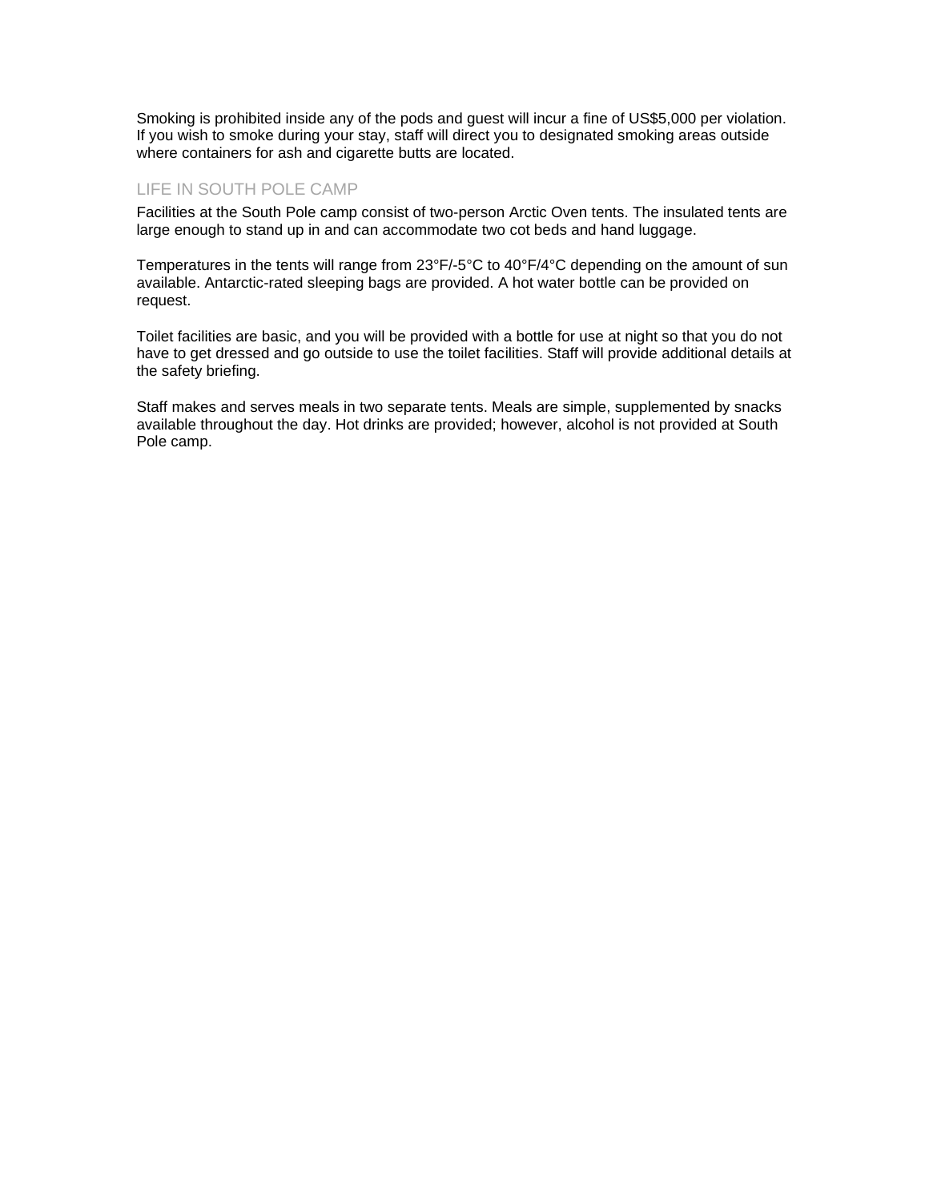Smoking is prohibited inside any of the pods and guest will incur a fine of US$5,000 per violation. If you wish to smoke during your stay, staff will direct you to designated smoking areas outside where containers for ash and cigarette butts are located.

## LIFE IN SOUTH POLE CAMP

Facilities at the South Pole camp consist of two-person Arctic Oven tents. The insulated tents are large enough to stand up in and can accommodate two cot beds and hand luggage.

Temperatures in the tents will range from 23°F/-5°C to 40°F/4°C depending on the amount of sun available. Antarctic-rated sleeping bags are provided. A hot water bottle can be provided on request.

Toilet facilities are basic, and you will be provided with a bottle for use at night so that you do not have to get dressed and go outside to use the toilet facilities. Staff will provide additional details at the safety briefing.

Staff makes and serves meals in two separate tents. Meals are simple, supplemented by snacks available throughout the day. Hot drinks are provided; however, alcohol is not provided at South Pole camp.